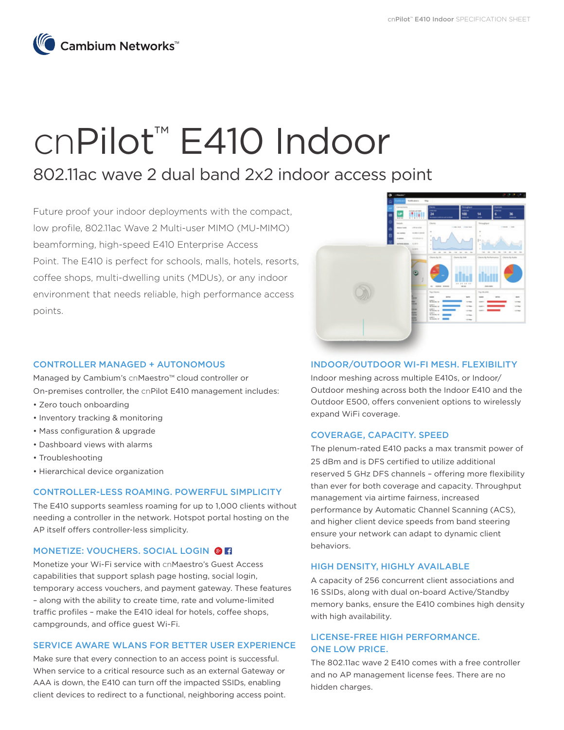# cnPilot™ E410 Indoor

## 802.11ac wave 2 dual band 2x2 indoor access point

Future proof your indoor deployments with the compact, low profile, 802.11ac Wave 2 Multi-user MIMO (MU-MIMO) beamforming, high-speed E410 Enterprise Access Point. The E410 is perfect for schools, malls, hotels, resorts, coffee shops, multi-dwelling units (MDUs), or any indoor environment that needs reliable, high performance access points.

### CONTROLLER MANAGED + AUTONOMOUS

Managed by Cambium's cnMaestro™ cloud controller or On-premises controller, the cnPilot E410 management includes:

- Zero touch onboarding
- Inventory tracking & monitoring
- Mass configuration & upgrade
- Dashboard views with alarms
- Troubleshooting
- Hierarchical device organization

### CONTROLLER-LESS ROAMING. POWERFUL SIMPLICITY

The E410 supports seamless roaming for up to 1,000 clients without needing a controller in the network. Hotspot portal hosting on the AP itself offers controller-less simplicity.

### MONETIZE: VOUCHERS. SOCIAL LOGIN

Monetize your Wi-Fi service with cnMaestro's Guest Access capabilities that support splash page hosting, social login, temporary access vouchers, and payment gateway. These features – along with the ability to create time, rate and volume-limited traffic profiles – make the E410 ideal for hotels, coffee shops, campgrounds, and office guest Wi-Fi.

### SERVICE AWARE WLANS FOR BETTER USER EXPERIENCE

Make sure that every connection to an access point is successful. When service to a critical resource such as an external Gateway or AAA is down, the E410 can turn off the impacted SSIDs, enabling client devices to redirect to a functional, neighboring access point.

### INDOOR/OUTDOOR WI-FI MESH. FLEXIBILITY

Indoor meshing across multiple E410s, or Indoor/Outdoor meshing across both the Indoor E410 and the Outdoor E500, offers convenient options to wirelessly expand WiFi coverage.

### COVERAGE, CAPACITY. SPEED

The plenum-rated E410 packs a max transmit power of 25 dBm and is DFS certified to utilize additional reserved 5 GHz DFS channels – offering more flexibility than ever for both coverage and capacity. Throughput management via airtime fairness, increased performance by Automatic Channel Scanning (ACS), and higher client device speeds from band steering ensure your network can adapt to dynamic client behaviors.

### HIGH DENSITY, HIGHLY AVAILABLE

A capacity of 256 concurrent client associations and 16 SSIDs, along with dual on-board Active/Standby memory banks, ensure the E410 combines high density with high availability.

### LICENSE-FREE HIGH PERFORMANCE. ONE LOW PRICE.

The 802.11ac wave 2 E410 comes with a free controller and no AP management license fees. There are no hidden charges.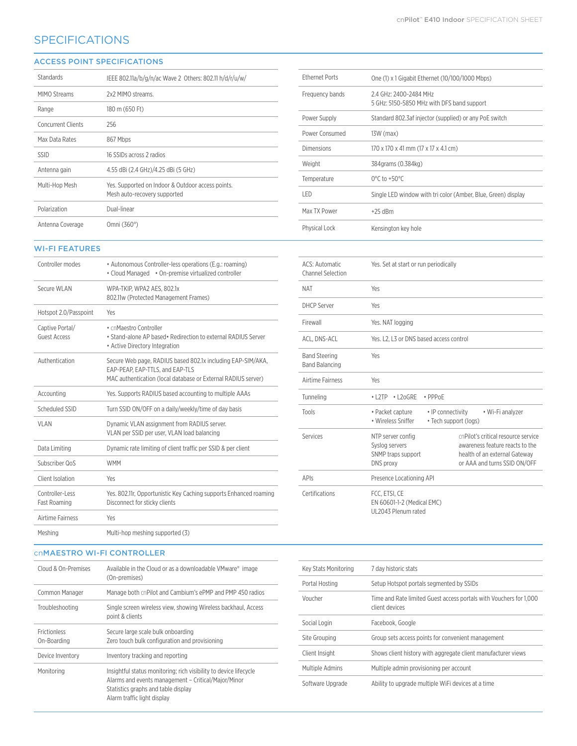# SPECIFICATIONS

## ACCESS POINT SPECIFICATIONS

| | |
|---|---|
| Standards | IEEE 802.11a/b/g/n/ac Wave 2 Others: 802.11 h/d/r/u/w/ |
| MIMO Streams | 2x2 MIMO streams. |
| Range | 180 m (650 Ft) |
| Concurrent Clients | 256 |
| Max Data Rates | 867 Mbps |
| SSID | 16 SSIDs across 2 radios |
| Antenna gain | 4.55 dBi (2.4 GHz)/4.25 dBi (5 GHz) |
| Multi-Hop Mesh | Yes. Supported on Indoor & Outdoor access points.<br>Mesh auto-recovery supported |
| Polarization | Dual-linear |
| Antenna Coverage | Omni (360°) |
| Ethernet Ports | One (1) x 1 Gigabit Ethernet (10/100/1000 Mbps) |
| Frequency bands | 2.4 GHz: 2400-2484 MHz<br>5 GHz: 5150-5850 MHz with DFS band support |
| Power Supply | Standard 802.3af injector (supplied) or any PoE switch |
| Power Consumed | 13W (max) |
| Dimensions | 170 x 170 x 41 mm (17 x 17 x 4.1 cm) |
| Weight | 384grams (0.384kg) |
| Temperature | 0°C to +50°C |
| LED | Single LED window with tri color (Amber, Blue, Green) display |
| Max TX Power | +25 dBm |
| Physical Lock | Kensington key hole |

## WI-FI FEATURES

| | |
|---|---|
| Controller modes | • Autonomous Controller-less operations (E.g.: roaming)<br>• Cloud Managed • On-premise virtualized controller |
| Secure WLAN | WPA-TKIP, WPA2 AES, 802.1x<br>802.11w (Protected Management Frames) |
| Hotspot 2.0/Passpoint | Yes |
| Captive Portal/ Guest Access | • cnMaestro Controller<br>• Stand-alone AP based• Redirection to external RADIUS Server<br>• Active Directory Integration |
| Authentication | Secure Web page, RADIUS based 802.1x including EAP-SIM/AKA, EAP-PEAP, EAP-TTLS, and EAP-TLS<br>MAC authentication (local database or External RADIUS server) |
| Accounting | Yes. Supports RADIUS based accounting to multiple AAAs |
| Scheduled SSID | Turn SSID ON/OFF on a daily/weekly/time of day basis |
| VLAN | Dynamic VLAN assignment from RADIUS server.<br>VLAN per SSID per user, VLAN load balancing |
| Data Limiting | Dynamic rate limiting of client traffic per SSID & per client |
| Subscriber QoS | WMM |
| Client Isolation | Yes |
| Controller-Less Fast Roaming | Yes. 802.11r, Opportunistic Key Caching supports Enhanced roaming<br>Disconnect for sticky clients |
| Airtime Fairness | Yes |
| Meshing | Multi-hop meshing supported (3) |
| ACS: Automatic Channel Selection | Yes. Set at start or run periodically |
| NAT | Yes |
| DHCP Server | Yes |
| Firewall | Yes. NAT logging |
| ACL, DNS-ACL | Yes. L2, L3 or DNS based access control |
| Band Steering Band Balancing | Yes |
| Airtime Fairness | Yes |
| Tunneling | • L2TP • L2oGRE • PPPoE |
| Tools | • Packet capture • IP connectivity • Wi-Fi analyzer<br>• Wireless Sniffer • Tech support (logs) |
| Services | NTP server config<br>Syslog servers<br>SNMP traps support<br>DNS proxy<br>cnPilot's critical resource service awareness feature reacts to the health of an external Gateway or AAA and turns SSID ON/OFF |
| APIs | Presence Locationing API |
| Certifications | FCC, ETSI, CE<br>EN 60601-1-2 (Medical EMC)<br>UL2043 Plenum rated |

## cnMAESTRO WI-FI CONTROLLER

| | |
|---|---|
| Cloud & On-Premises | Available in the Cloud or as a downloadable VMware® image (On-premises) |
| Common Manager | Manage both cnPilot and Cambium's ePMP and PMP 450 radios |
| Troubleshooting | Single screen wireless view, showing Wireless backhaul, Access point & clients |
| Frictionless On-Boarding | Secure large scale bulk onboarding<br>Zero touch bulk configuration and provisioning |
| Device Inventory | Inventory tracking and reporting |
| Monitoring | Insightful status monitoring; rich visibility to device lifecycle<br>Alarms and events management – Critical/Major/Minor<br>Statistics graphs and table display<br>Alarm traffic light display |
| Key Stats Monitoring | 7 day historic stats |
| Portal Hosting | Setup Hotspot portals segmented by SSIDs |
| Voucher | Time and Rate limited Guest access portals with Vouchers for 1,000 client devices |
| Social Login | Facebook, Google |
| Site Grouping | Group sets access points for convenient management |
| Client Insight | Shows client history with aggregate client manufacturer views |
| Multiple Admins | Multiple admin provisioning per account |
| Software Upgrade | Ability to upgrade multiple WiFi devices at a time |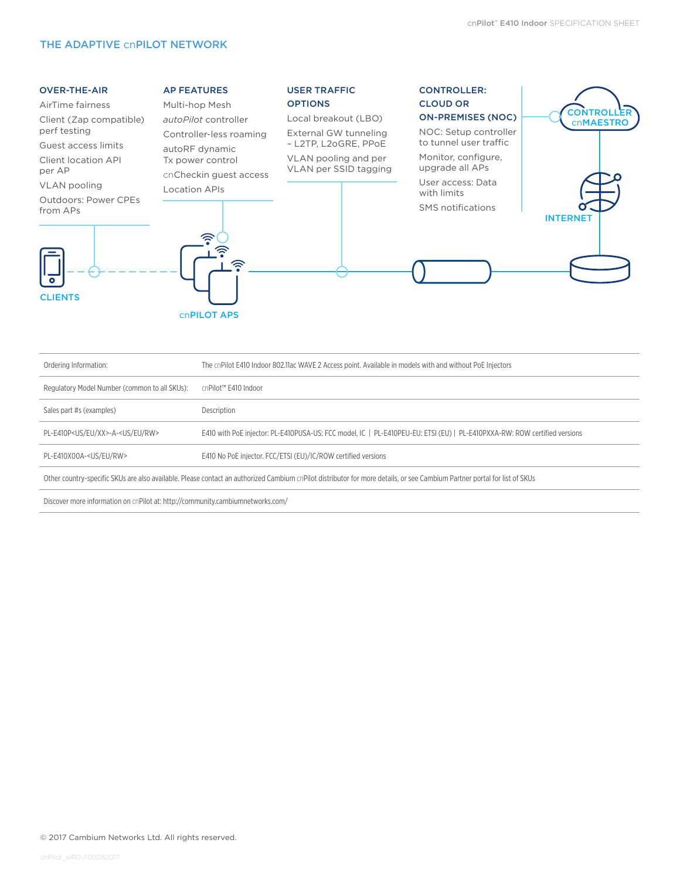## THE ADAPTIVE cnPILOT NETWORK

**OVER-THE-AIR**

AirTime fairness

Client (Zap compatible) perf testing

Guest access limits

Client location API per AP

VLAN pooling

Outdoors: Power CPEs from APs

**AP FEATURES**

Multi-hop Mesh

*autoPilot* controller

Controller-less roaming

autoRF dynamic Tx power control

cnCheckin guest access

Location APIs

**USER TRAFFIC OPTIONS**

Local breakout (LBO)

External GW tunneling – L2TP, L2oGRE, PPoE

VLAN pooling and per VLAN per SSID tagging

**CONTROLLER: CLOUD OR ON-PREMISES (NOC)**

NOC: Setup controller to tunnel user traffic

Monitor, configure, upgrade all APs

User access: Data with limits

SMS notifications

CONTROLLER cnMAESTRO

INTERNET

CLIENTS

cnPILOT APS

| | |
|---|---|
| Ordering Information: | The cnPilot E410 Indoor 802.11ac WAVE 2 Access point. Available in models with and without PoE Injectors |
| Regulatory Model Number (common to all SKUs): | cnPilot™ E410 Indoor |
| Sales part #s (examples) | Description |
| PL-E410P<US/EU/XX>-A-<US/EU/RW> | E410 with PoE injector: PL-E410PUSA-US: FCC model, IC \| PL-E410PEU-EU: ETSI (EU) \| PL-E410PXXA-RW: ROW certified versions |
| PL-E410X00A-<US/EU/RW> | E410 No PoE injector. FCC/ETSI (EU)/IC/ROW certified versions |

Other country-specific SKUs are also available. Please contact an authorized Cambium cnPilot distributor for more details, or see Cambium Partner portal for list of SKUs

Discover more information on cnPilot at: http://community.cambiumnetworks.com/

© 2017 Cambium Networks Ltd. All rights reserved.

cnPilot_e410v1.05082017